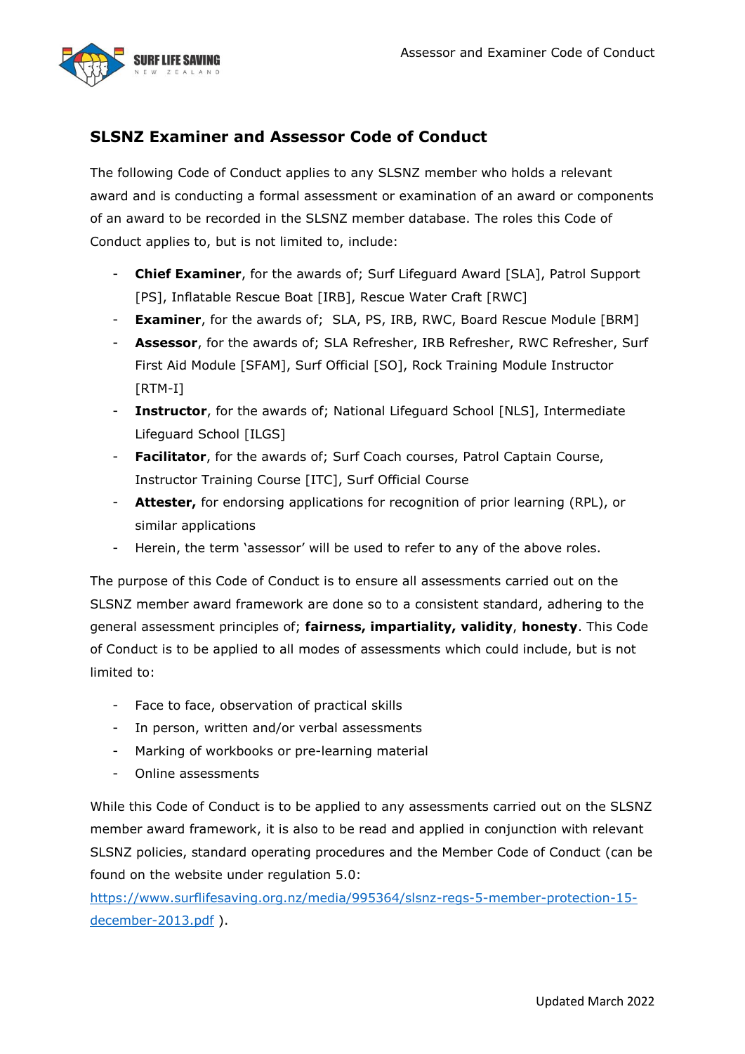## SLSNZ Examiner and Assessor Code of Conduct

The following Code of Conduct applies to any SLSNZ member who holds a relevant award and is conducting a formal assessment or examination of an award or components of an award to be recorded in the SLSNZ member database. The roles this Code of Conduct applies to, but is not limited to, include:

- **Chief Examiner**, for the awards of; Surf Lifeguard Award [SLA], Patrol Support [PS], Inflatable Rescue Boat [IRB], Rescue Water Craft [RWC]
- **Examiner**, for the awards of; SLA, PS, IRB, RWC, Board Rescue Module [BRM]
- **Assessor**, for the awards of; SLA Refresher, IRB Refresher, RWC Refresher, Surf First Aid Module [SFAM], Surf Official [SO], Rock Training Module Instructor [RTM-I]
- **Instructor**, for the awards of; National Lifeguard School [NLS], Intermediate Lifeguard School [ILGS]
- **Facilitator**, for the awards of; Surf Coach courses, Patrol Captain Course, Instructor Training Course [ITC], Surf Official Course
- **Attester,** for endorsing applications for recognition of prior learning (RPL), or similar applications
- Herein, the term 'assessor' will be used to refer to any of the above roles.

The purpose of this Code of Conduct is to ensure all assessments carried out on the SLSNZ member award framework are done so to a consistent standard, adhering to the general assessment principles of; **fairness, impartiality, validity**, **honesty**. This Code of Conduct is to be applied to all modes of assessments which could include, but is not limited to:

- Face to face, observation of practical skills
- In person, written and/or verbal assessments
- Marking of workbooks or pre-learning material
- Online assessments

While this Code of Conduct is to be applied to any assessments carried out on the SLSNZ member award framework, it is also to be read and applied in conjunction with relevant SLSNZ policies, standard operating procedures and the Member Code of Conduct (can be found on the website under regulation 5.0: https://www.surflifesaving.org.nz/media/995364/slsnz-regs-5-member-protection-15-december-2013.pdf ).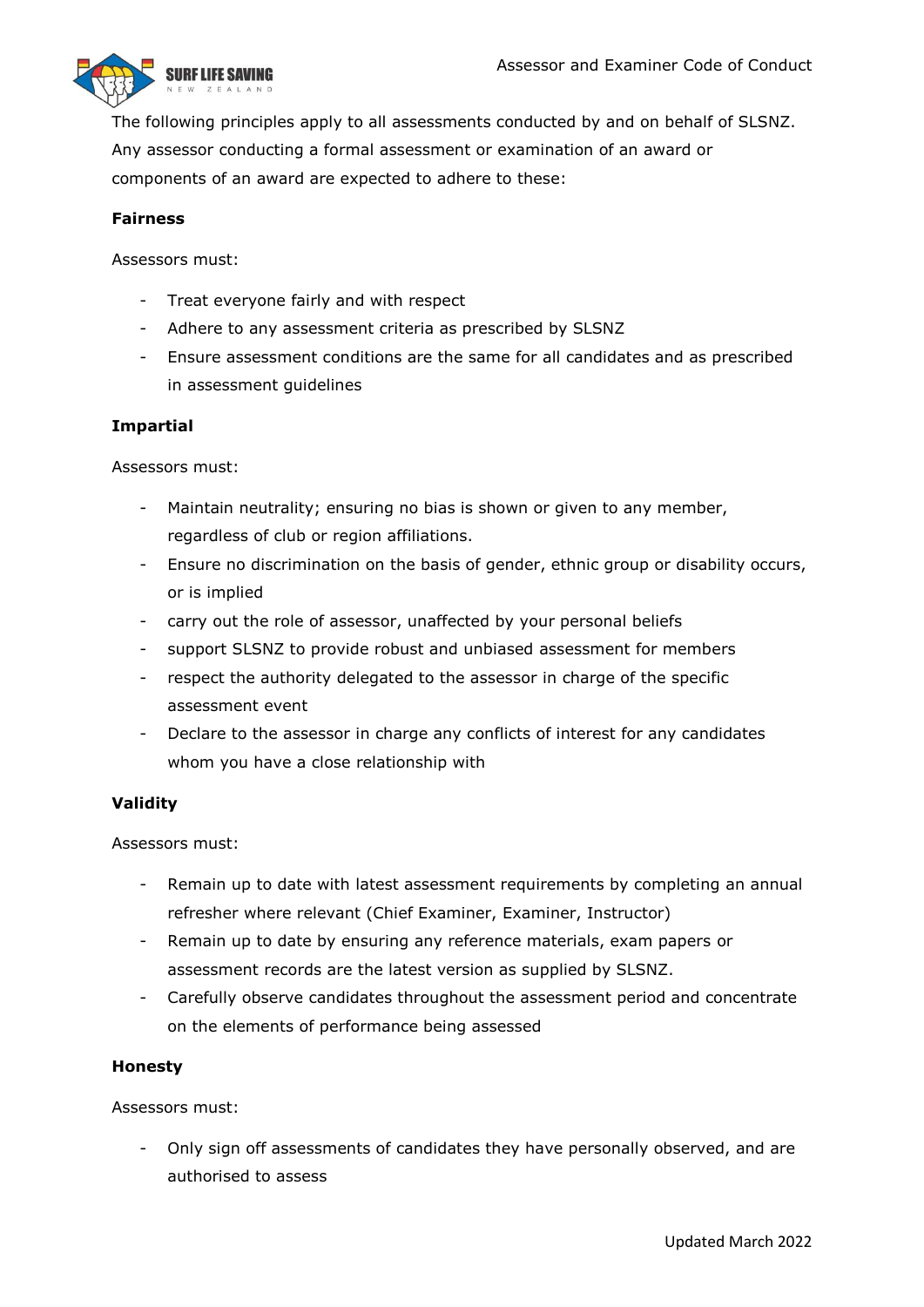The following principles apply to all assessments conducted by and on behalf of SLSNZ. Any assessor conducting a formal assessment or examination of an award or components of an award are expected to adhere to these:

**Fairness**

Assessors must:

- Treat everyone fairly and with respect
- Adhere to any assessment criteria as prescribed by SLSNZ
- Ensure assessment conditions are the same for all candidates and as prescribed in assessment guidelines

**Impartial**

Assessors must:

- Maintain neutrality; ensuring no bias is shown or given to any member, regardless of club or region affiliations.
- Ensure no discrimination on the basis of gender, ethnic group or disability occurs, or is implied
- carry out the role of assessor, unaffected by your personal beliefs
- support SLSNZ to provide robust and unbiased assessment for members
- respect the authority delegated to the assessor in charge of the specific assessment event
- Declare to the assessor in charge any conflicts of interest for any candidates whom you have a close relationship with

**Validity**

Assessors must:

- Remain up to date with latest assessment requirements by completing an annual refresher where relevant (Chief Examiner, Examiner, Instructor)
- Remain up to date by ensuring any reference materials, exam papers or assessment records are the latest version as supplied by SLSNZ.
- Carefully observe candidates throughout the assessment period and concentrate on the elements of performance being assessed

**Honesty**

Assessors must:

- Only sign off assessments of candidates they have personally observed, and are authorised to assess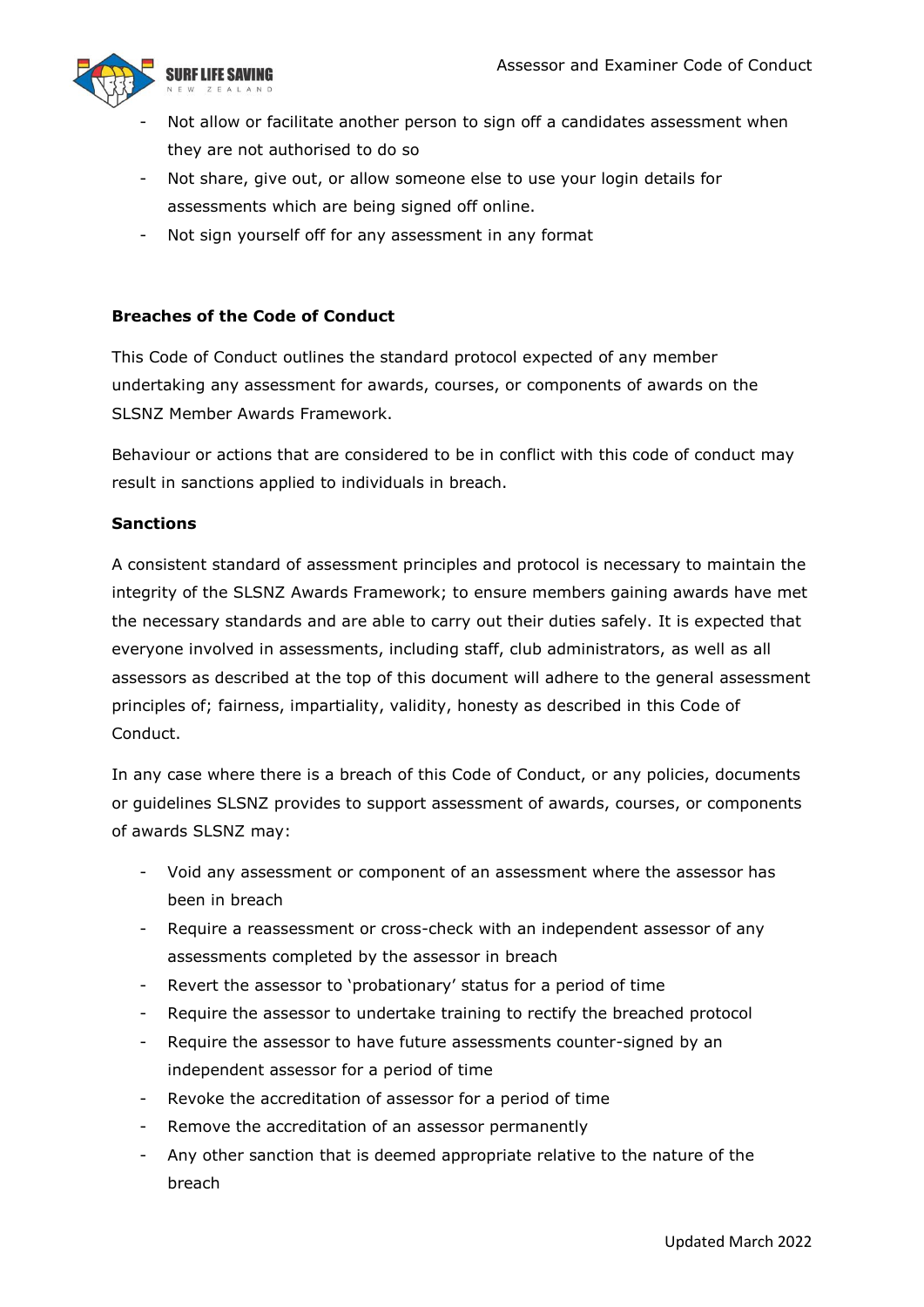- Not allow or facilitate another person to sign off a candidates assessment when they are not authorised to do so
- Not share, give out, or allow someone else to use your login details for assessments which are being signed off online.
- Not sign yourself off for any assessment in any format

**Breaches of the Code of Conduct**

This Code of Conduct outlines the standard protocol expected of any member undertaking any assessment for awards, courses, or components of awards on the SLSNZ Member Awards Framework.

Behaviour or actions that are considered to be in conflict with this code of conduct may result in sanctions applied to individuals in breach.

**Sanctions**

A consistent standard of assessment principles and protocol is necessary to maintain the integrity of the SLSNZ Awards Framework; to ensure members gaining awards have met the necessary standards and are able to carry out their duties safely. It is expected that everyone involved in assessments, including staff, club administrators, as well as all assessors as described at the top of this document will adhere to the general assessment principles of; fairness, impartiality, validity, honesty as described in this Code of Conduct.

In any case where there is a breach of this Code of Conduct, or any policies, documents or guidelines SLSNZ provides to support assessment of awards, courses, or components of awards SLSNZ may:

- Void any assessment or component of an assessment where the assessor has been in breach
- Require a reassessment or cross-check with an independent assessor of any assessments completed by the assessor in breach
- Revert the assessor to 'probationary' status for a period of time
- Require the assessor to undertake training to rectify the breached protocol
- Require the assessor to have future assessments counter-signed by an independent assessor for a period of time
- Revoke the accreditation of assessor for a period of time
- Remove the accreditation of an assessor permanently
- Any other sanction that is deemed appropriate relative to the nature of the breach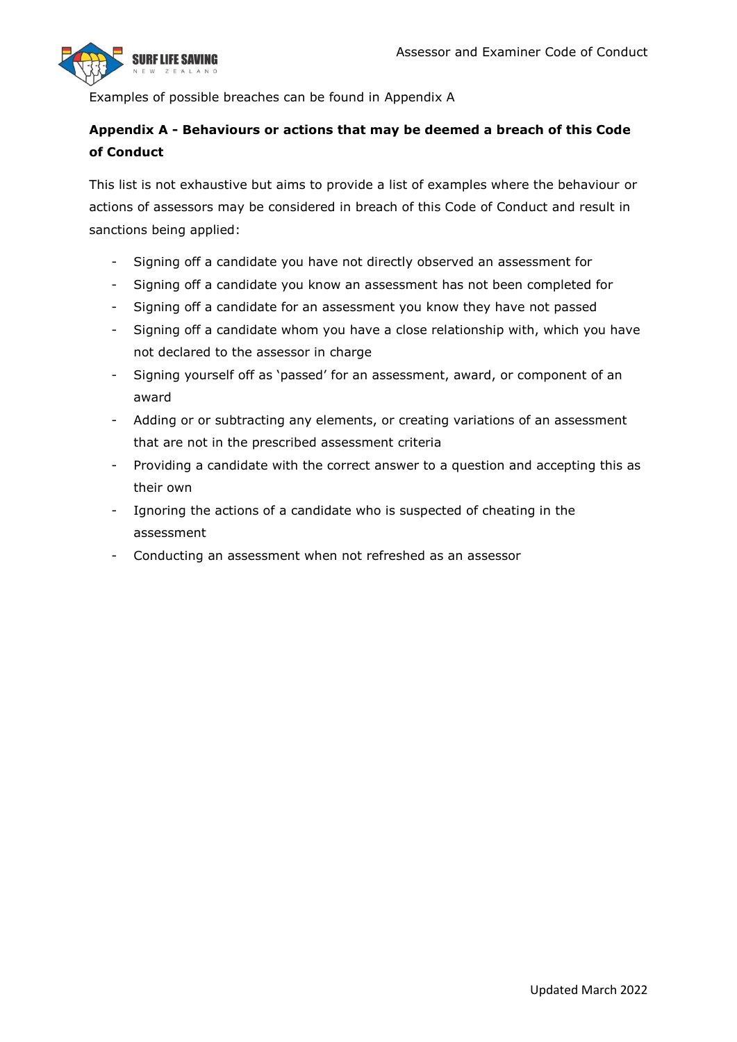Examples of possible breaches can be found in Appendix A

**Appendix A - Behaviours or actions that may be deemed a breach of this Code of Conduct**

This list is not exhaustive but aims to provide a list of examples where the behaviour or actions of assessors may be considered in breach of this Code of Conduct and result in sanctions being applied:

- Signing off a candidate you have not directly observed an assessment for
- Signing off a candidate you know an assessment has not been completed for
- Signing off a candidate for an assessment you know they have not passed
- Signing off a candidate whom you have a close relationship with, which you have not declared to the assessor in charge
- Signing yourself off as 'passed' for an assessment, award, or component of an award
- Adding or or subtracting any elements, or creating variations of an assessment that are not in the prescribed assessment criteria
- Providing a candidate with the correct answer to a question and accepting this as their own
- Ignoring the actions of a candidate who is suspected of cheating in the assessment
- Conducting an assessment when not refreshed as an assessor